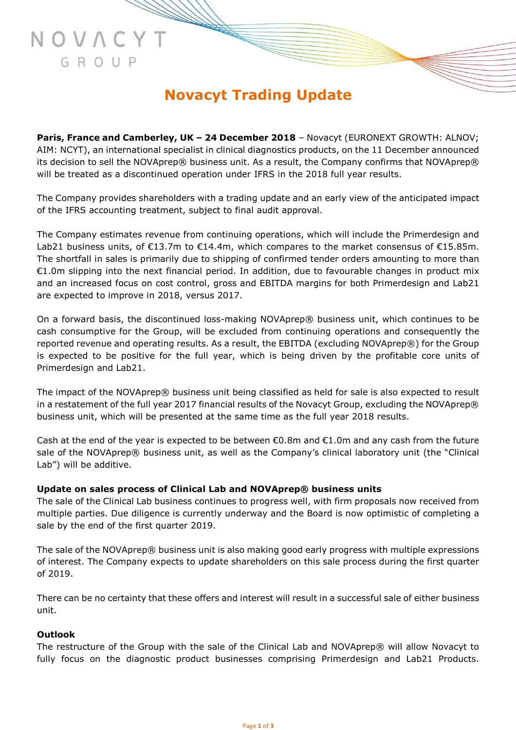NOVACYT GROUP

# Novacyt Trading Update

**Paris, France and Camberley, UK – 24 December 2018** – Novacyt (EURONEXT GROWTH: ALNOV; AIM: NCYT), an international specialist in clinical diagnostics products, on the 11 December announced its decision to sell the NOVAprep® business unit. As a result, the Company confirms that NOVAprep® will be treated as a discontinued operation under IFRS in the 2018 full year results.

The Company provides shareholders with a trading update and an early view of the anticipated impact of the IFRS accounting treatment, subject to final audit approval.

The Company estimates revenue from continuing operations, which will include the Primerdesign and Lab21 business units, of €13.7m to €14.4m, which compares to the market consensus of €15.85m. The shortfall in sales is primarily due to shipping of confirmed tender orders amounting to more than €1.0m slipping into the next financial period. In addition, due to favourable changes in product mix and an increased focus on cost control, gross and EBITDA margins for both Primerdesign and Lab21 are expected to improve in 2018, versus 2017.

On a forward basis, the discontinued loss-making NOVAprep® business unit, which continues to be cash consumptive for the Group, will be excluded from continuing operations and consequently the reported revenue and operating results. As a result, the EBITDA (excluding NOVAprep®) for the Group is expected to be positive for the full year, which is being driven by the profitable core units of Primerdesign and Lab21.

The impact of the NOVAprep® business unit being classified as held for sale is also expected to result in a restatement of the full year 2017 financial results of the Novacyt Group, excluding the NOVAprep® business unit, which will be presented at the same time as the full year 2018 results.

Cash at the end of the year is expected to be between €0.8m and €1.0m and any cash from the future sale of the NOVAprep® business unit, as well as the Company's clinical laboratory unit (the "Clinical Lab") will be additive.

**Update on sales process of Clinical Lab and NOVAprep® business units**

The sale of the Clinical Lab business continues to progress well, with firm proposals now received from multiple parties. Due diligence is currently underway and the Board is now optimistic of completing a sale by the end of the first quarter 2019.

The sale of the NOVAprep® business unit is also making good early progress with multiple expressions of interest. The Company expects to update shareholders on this sale process during the first quarter of 2019.

There can be no certainty that these offers and interest will result in a successful sale of either business unit.

**Outlook**

The restructure of the Group with the sale of the Clinical Lab and NOVAprep® will allow Novacyt to fully focus on the diagnostic product businesses comprising Primerdesign and Lab21 Products.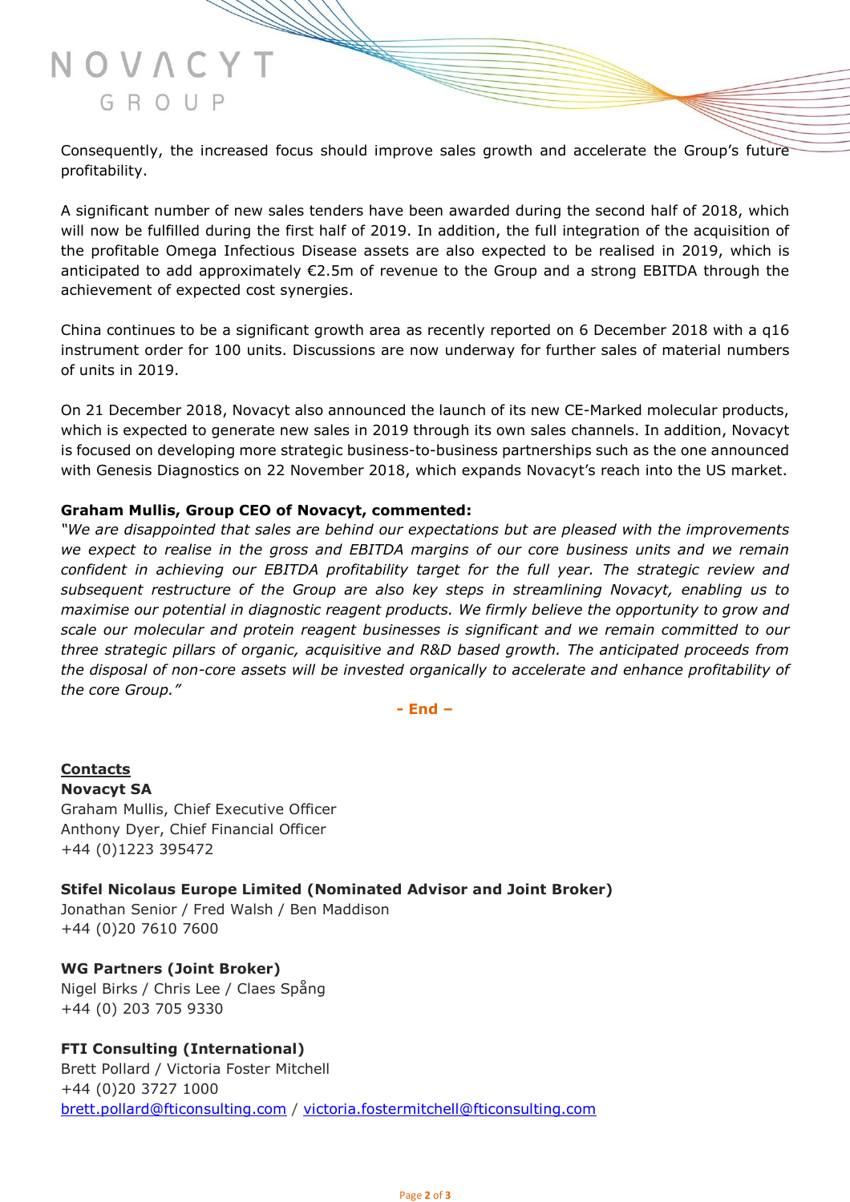Consequently, the increased focus should improve sales growth and accelerate the Group's future profitability.

A significant number of new sales tenders have been awarded during the second half of 2018, which will now be fulfilled during the first half of 2019. In addition, the full integration of the acquisition of the profitable Omega Infectious Disease assets are also expected to be realised in 2019, which is anticipated to add approximately €2.5m of revenue to the Group and a strong EBITDA through the achievement of expected cost synergies.

China continues to be a significant growth area as recently reported on 6 December 2018 with a q16 instrument order for 100 units. Discussions are now underway for further sales of material numbers of units in 2019.

On 21 December 2018, Novacyt also announced the launch of its new CE-Marked molecular products, which is expected to generate new sales in 2019 through its own sales channels. In addition, Novacyt is focused on developing more strategic business-to-business partnerships such as the one announced with Genesis Diagnostics on 22 November 2018, which expands Novacyt's reach into the US market.

**Graham Mullis, Group CEO of Novacyt, commented:**

*"We are disappointed that sales are behind our expectations but are pleased with the improvements we expect to realise in the gross and EBITDA margins of our core business units and we remain confident in achieving our EBITDA profitability target for the full year. The strategic review and subsequent restructure of the Group are also key steps in streamlining Novacyt, enabling us to maximise our potential in diagnostic reagent products. We firmly believe the opportunity to grow and scale our molecular and protein reagent businesses is significant and we remain committed to our three strategic pillars of organic, acquisitive and R&D based growth. The anticipated proceeds from the disposal of non-core assets will be invested organically to accelerate and enhance profitability of the core Group."*

**- End –**

**Contacts**

**Novacyt SA**
Graham Mullis, Chief Executive Officer
Anthony Dyer, Chief Financial Officer
+44 (0)1223 395472

**Stifel Nicolaus Europe Limited (Nominated Advisor and Joint Broker)**
Jonathan Senior / Fred Walsh / Ben Maddison
+44 (0)20 7610 7600

**WG Partners (Joint Broker)**
Nigel Birks / Chris Lee / Claes Spång
+44 (0) 203 705 9330

**FTI Consulting (International)**
Brett Pollard / Victoria Foster Mitchell
+44 (0)20 3727 1000
brett.pollard@fticonsulting.com / victoria.fostermitchell@fticonsulting.com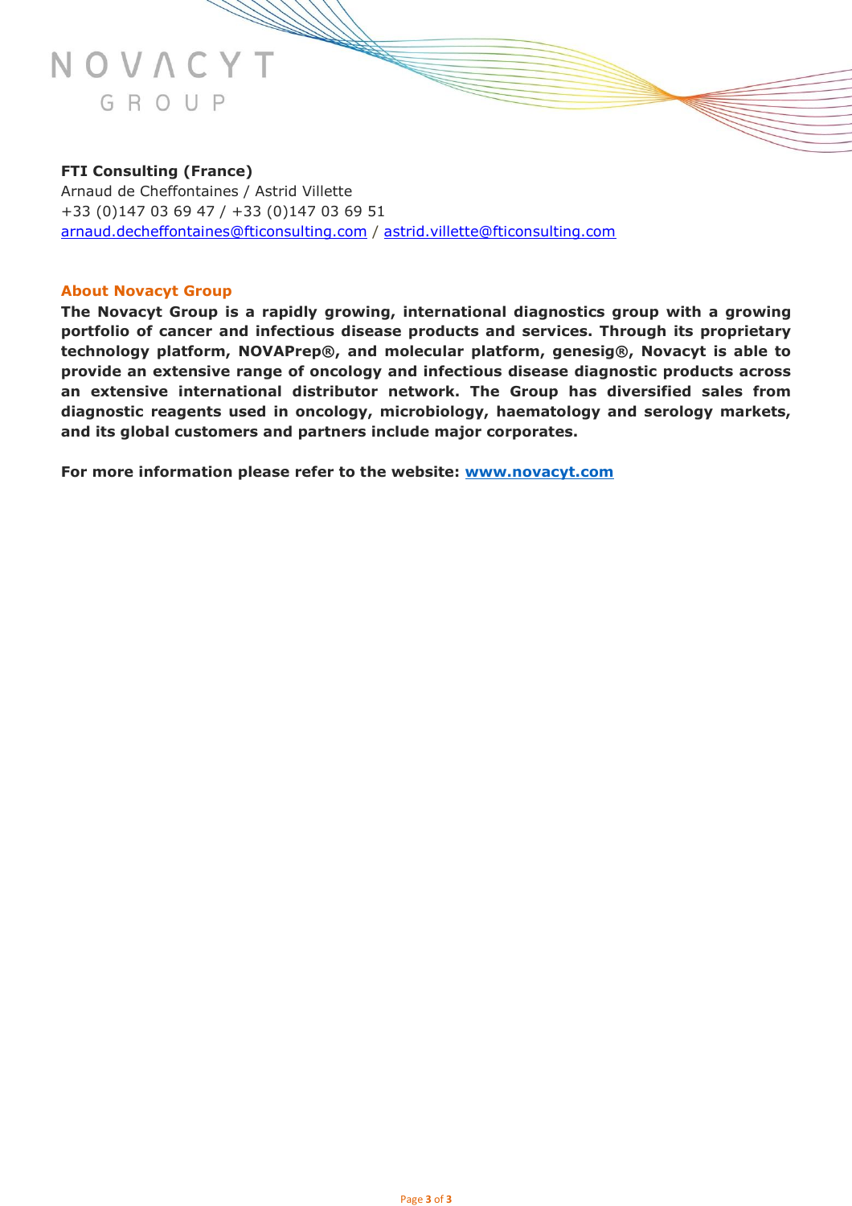**FTI Consulting (France)**
Arnaud de Cheffontaines / Astrid Villette
+33 (0)147 03 69 47 / +33 (0)147 03 69 51
arnaud.decheffontaines@fticonsulting.com / astrid.villette@fticonsulting.com

## About Novacyt Group

**The Novacyt Group is a rapidly growing, international diagnostics group with a growing portfolio of cancer and infectious disease products and services. Through its proprietary technology platform, NOVAPrep®, and molecular platform, genesig®, Novacyt is able to provide an extensive range of oncology and infectious disease diagnostic products across an extensive international distributor network. The Group has diversified sales from diagnostic reagents used in oncology, microbiology, haematology and serology markets, and its global customers and partners include major corporates.**

**For more information please refer to the website: www.novacyt.com**